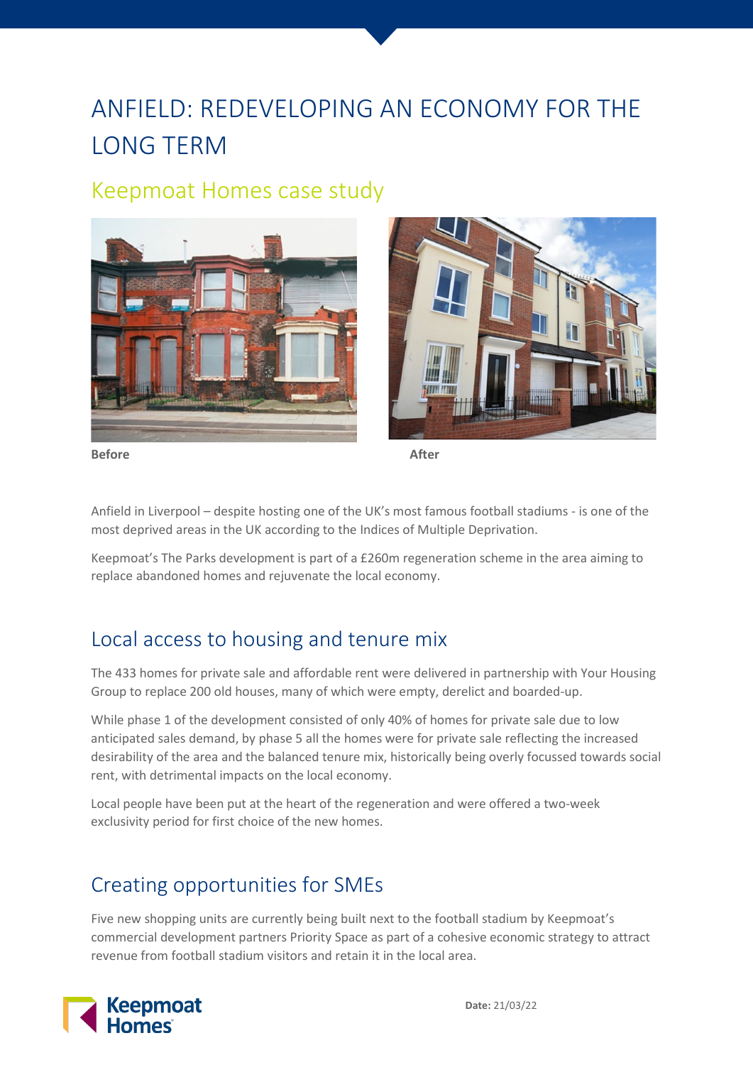# ANFIELD: REDEVELOPING AN ECONOMY FOR THE LONG TERM

## Keepmoat Homes case study

**Before** **After**

Anfield in Liverpool – despite hosting one of the UK's most famous football stadiums - is one of the most deprived areas in the UK according to the Indices of Multiple Deprivation.

Keepmoat's The Parks development is part of a £260m regeneration scheme in the area aiming to replace abandoned homes and rejuvenate the local economy.

## Local access to housing and tenure mix

The 433 homes for private sale and affordable rent were delivered in partnership with Your Housing Group to replace 200 old houses, many of which were empty, derelict and boarded-up.

While phase 1 of the development consisted of only 40% of homes for private sale due to low anticipated sales demand, by phase 5 all the homes were for private sale reflecting the increased desirability of the area and the balanced tenure mix, historically being overly focussed towards social rent, with detrimental impacts on the local economy.

Local people have been put at the heart of the regeneration and were offered a two-week exclusivity period for first choice of the new homes.

## Creating opportunities for SMEs

Five new shopping units are currently being built next to the football stadium by Keepmoat's commercial development partners Priority Space as part of a cohesive economic strategy to attract revenue from football stadium visitors and retain it in the local area.

**Date:** 21/03/22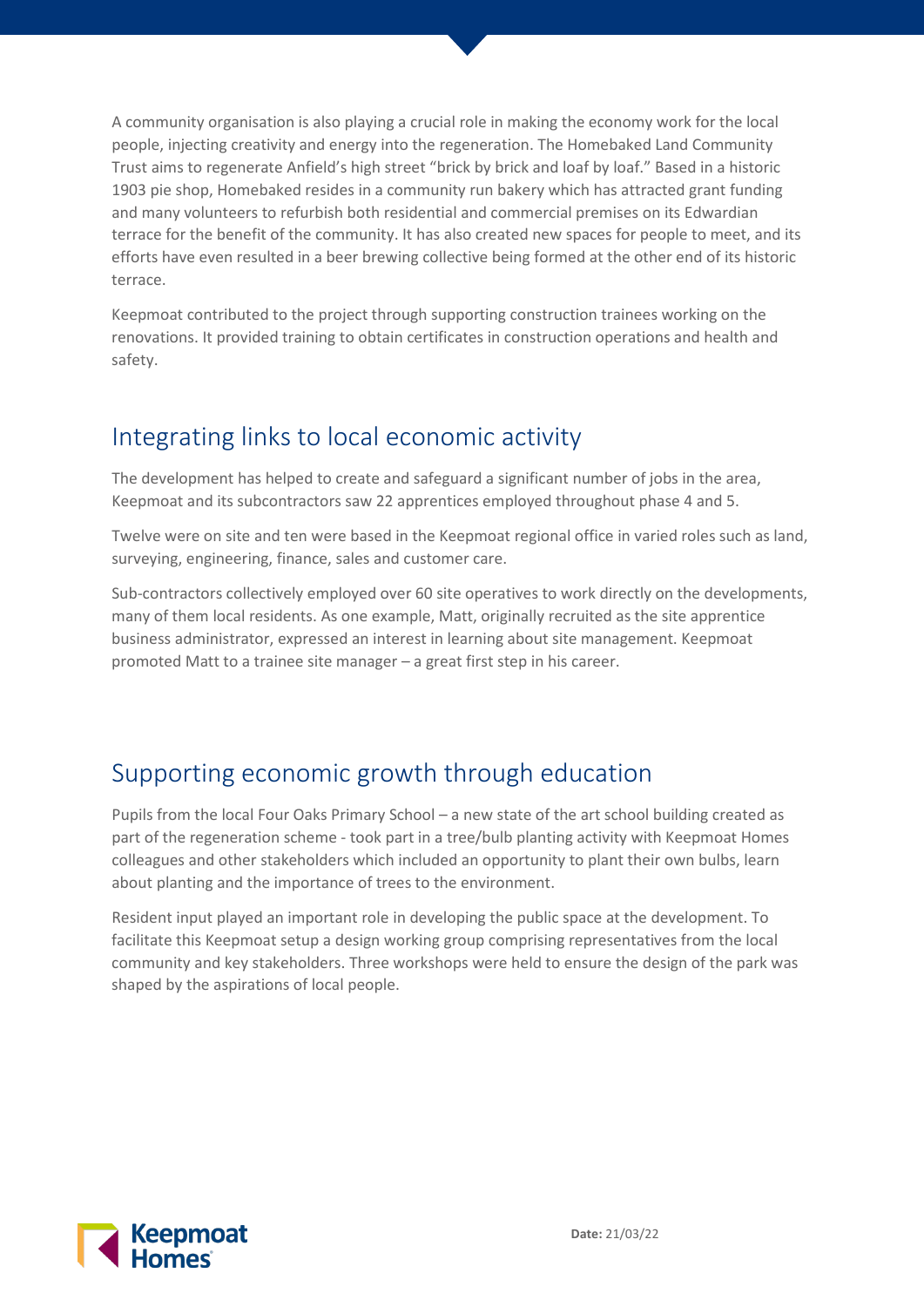A community organisation is also playing a crucial role in making the economy work for the local people, injecting creativity and energy into the regeneration. The Homebaked Land Community Trust aims to regenerate Anfield's high street "brick by brick and loaf by loaf." Based in a historic 1903 pie shop, Homebaked resides in a community run bakery which has attracted grant funding and many volunteers to refurbish both residential and commercial premises on its Edwardian terrace for the benefit of the community. It has also created new spaces for people to meet, and its efforts have even resulted in a beer brewing collective being formed at the other end of its historic terrace.

Keepmoat contributed to the project through supporting construction trainees working on the renovations. It provided training to obtain certificates in construction operations and health and safety.

## Integrating links to local economic activity

The development has helped to create and safeguard a significant number of jobs in the area, Keepmoat and its subcontractors saw 22 apprentices employed throughout phase 4 and 5.

Twelve were on site and ten were based in the Keepmoat regional office in varied roles such as land, surveying, engineering, finance, sales and customer care.

Sub-contractors collectively employed over 60 site operatives to work directly on the developments, many of them local residents. As one example, Matt, originally recruited as the site apprentice business administrator, expressed an interest in learning about site management. Keepmoat promoted Matt to a trainee site manager – a great first step in his career.

## Supporting economic growth through education

Pupils from the local Four Oaks Primary School – a new state of the art school building created as part of the regeneration scheme - took part in a tree/bulb planting activity with Keepmoat Homes colleagues and other stakeholders which included an opportunity to plant their own bulbs, learn about planting and the importance of trees to the environment.

Resident input played an important role in developing the public space at the development. To facilitate this Keepmoat setup a design working group comprising representatives from the local community and key stakeholders. Three workshops were held to ensure the design of the park was shaped by the aspirations of local people.

**Date:** 21/03/22